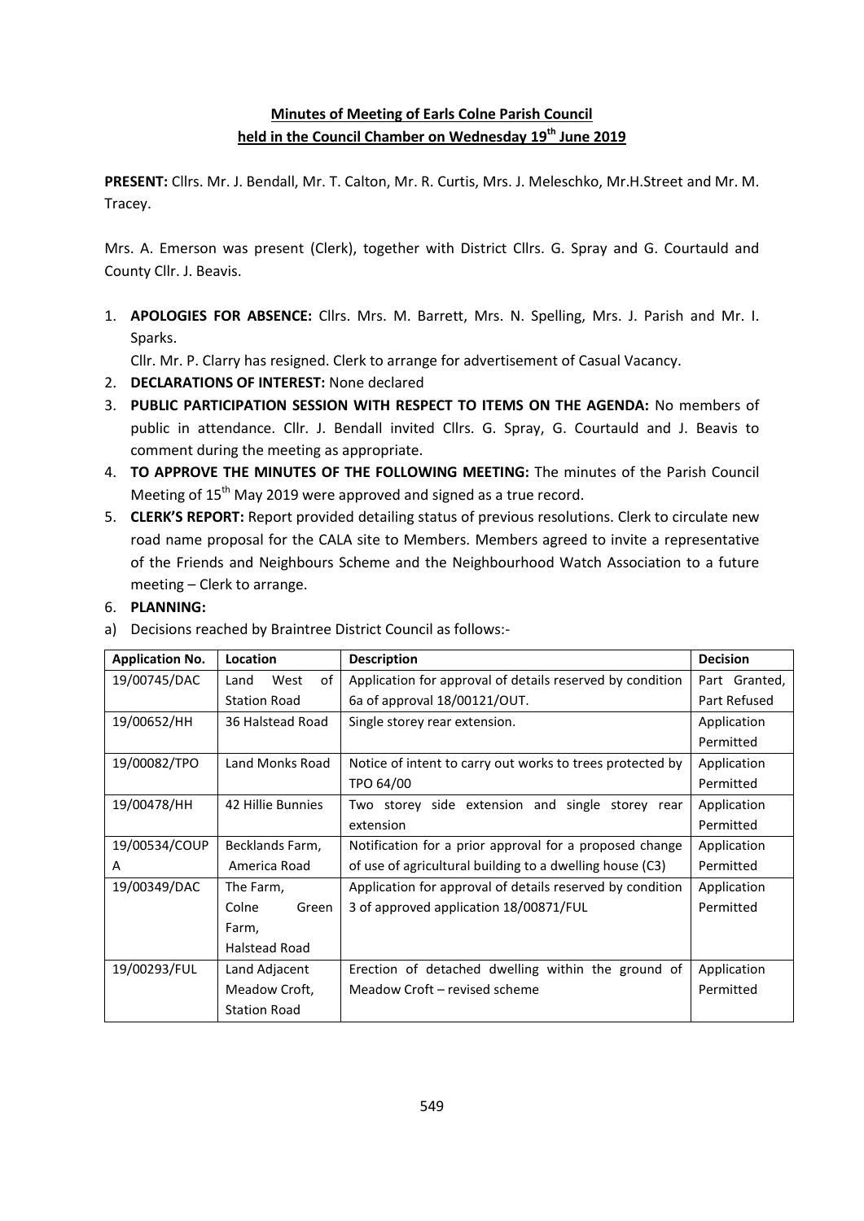**Minutes of Meeting of Earls Colne Parish Council**
**held in the Council Chamber on Wednesday 19th June 2019**

**PRESENT:** Cllrs. Mr. J. Bendall, Mr. T. Calton, Mr. R. Curtis, Mrs. J. Meleschko, Mr.H.Street and Mr. M. Tracey.

Mrs. A. Emerson was present (Clerk), together with District Cllrs. G. Spray and G. Courtauld and County Cllr. J. Beavis.

1. **APOLOGIES FOR ABSENCE:** Cllrs. Mrs. M. Barrett, Mrs. N. Spelling, Mrs. J. Parish and Mr. I. Sparks.
   Cllr. Mr. P. Clarry has resigned. Clerk to arrange for advertisement of Casual Vacancy.
2. **DECLARATIONS OF INTEREST:** None declared
3. **PUBLIC PARTICIPATION SESSION WITH RESPECT TO ITEMS ON THE AGENDA:** No members of public in attendance. Cllr. J. Bendall invited Cllrs. G. Spray, G. Courtauld and J. Beavis to comment during the meeting as appropriate.
4. **TO APPROVE THE MINUTES OF THE FOLLOWING MEETING:** The minutes of the Parish Council Meeting of 15th May 2019 were approved and signed as a true record.
5. **CLERK'S REPORT:** Report provided detailing status of previous resolutions. Clerk to circulate new road name proposal for the CALA site to Members. Members agreed to invite a representative of the Friends and Neighbours Scheme and the Neighbourhood Watch Association to a future meeting – Clerk to arrange.
6. **PLANNING:**

a) Decisions reached by Braintree District Council as follows:-

| Application No. | Location | Description | Decision |
|---|---|---|---|
| 19/00745/DAC | Land West of Station Road | Application for approval of details reserved by condition 6a of approval 18/00121/OUT. | Part Granted, Part Refused |
| 19/00652/HH | 36 Halstead Road | Single storey rear extension. | Application Permitted |
| 19/00082/TPO | Land Monks Road | Notice of intent to carry out works to trees protected by TPO 64/00 | Application Permitted |
| 19/00478/HH | 42 Hillie Bunnies | Two storey side extension and single storey rear extension | Application Permitted |
| 19/00534/COUPA | Becklands Farm, America Road | Notification for a prior approval for a proposed change of use of agricultural building to a dwelling house (C3) | Application Permitted |
| 19/00349/DAC | The Farm, Colne Green Farm, Halstead Road | Application for approval of details reserved by condition 3 of approved application 18/00871/FUL | Application Permitted |
| 19/00293/FUL | Land Adjacent Meadow Croft, Station Road | Erection of detached dwelling within the ground of Meadow Croft – revised scheme | Application Permitted |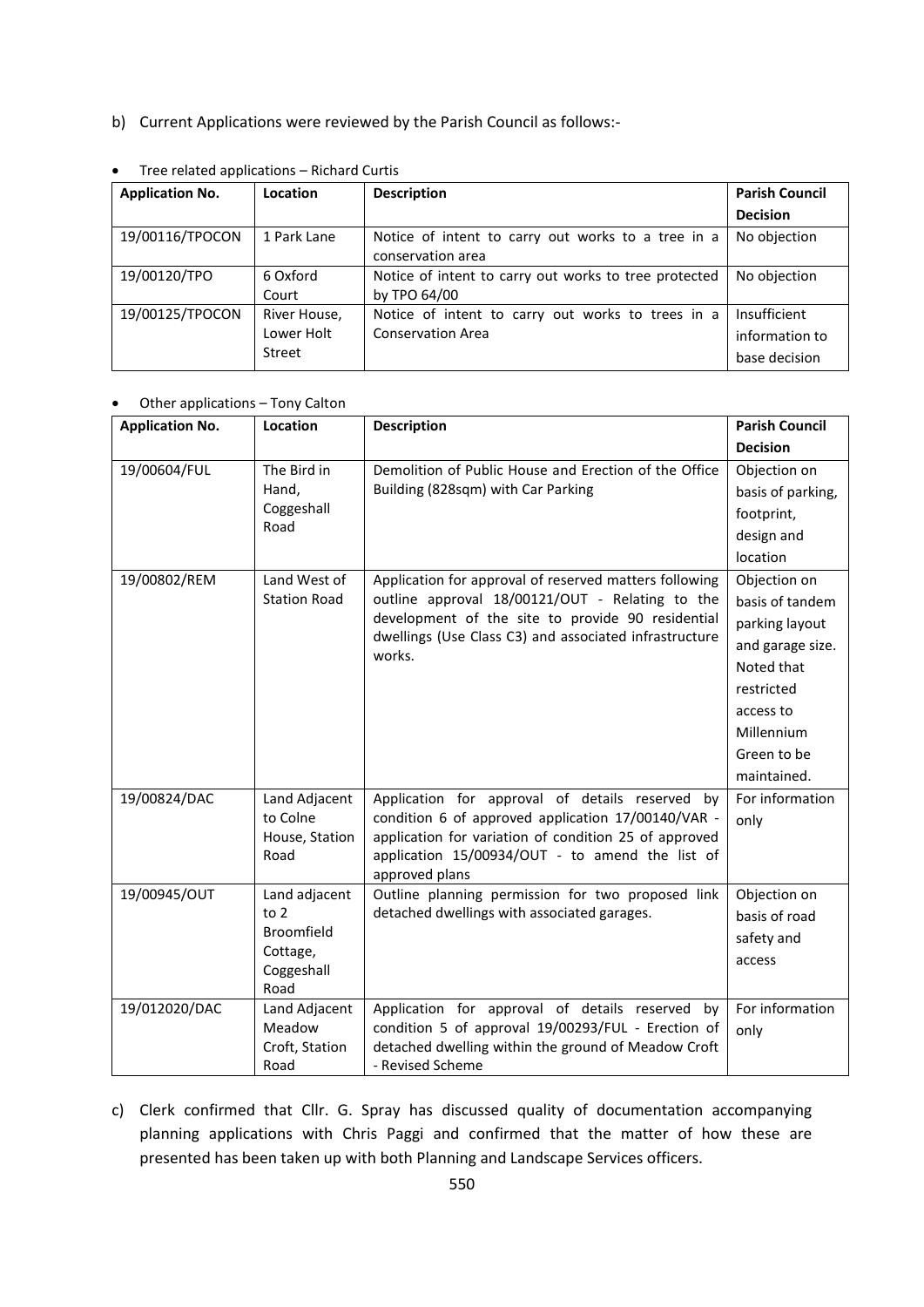b) Current Applications were reviewed by the Parish Council as follows:-

- Tree related applications – Richard Curtis

| Application No. | Location | Description | Parish Council Decision |
|---|---|---|---|
| 19/00116/TPOCON | 1 Park Lane | Notice of intent to carry out works to a tree in a conservation area | No objection |
| 19/00120/TPO | 6 Oxford Court | Notice of intent to carry out works to tree protected by TPO 64/00 | No objection |
| 19/00125/TPOCON | River House, Lower Holt Street | Notice of intent to carry out works to trees in a Conservation Area | Insufficient information to base decision |

- Other applications – Tony Calton

| Application No. | Location | Description | Parish Council Decision |
|---|---|---|---|
| 19/00604/FUL | The Bird in Hand, Coggeshall Road | Demolition of Public House and Erection of the Office Building (828sqm) with Car Parking | Objection on basis of parking, footprint, design and location |
| 19/00802/REM | Land West of Station Road | Application for approval of reserved matters following outline approval 18/00121/OUT - Relating to the development of the site to provide 90 residential dwellings (Use Class C3) and associated infrastructure works. | Objection on basis of tandem parking layout and garage size. Noted that restricted access to Millennium Green to be maintained. |
| 19/00824/DAC | Land Adjacent to Colne House, Station Road | Application for approval of details reserved by condition 6 of approved application 17/00140/VAR - application for variation of condition 25 of approved application 15/00934/OUT - to amend the list of approved plans | For information only |
| 19/00945/OUT | Land adjacent to 2 Broomfield Cottage, Coggeshall Road | Outline planning permission for two proposed link detached dwellings with associated garages. | Objection on basis of road safety and access |
| 19/012020/DAC | Land Adjacent Meadow Croft, Station Road | Application for approval of details reserved by condition 5 of approval 19/00293/FUL - Erection of detached dwelling within the ground of Meadow Croft - Revised Scheme | For information only |

c) Clerk confirmed that Cllr. G. Spray has discussed quality of documentation accompanying planning applications with Chris Paggi and confirmed that the matter of how these are presented has been taken up with both Planning and Landscape Services officers.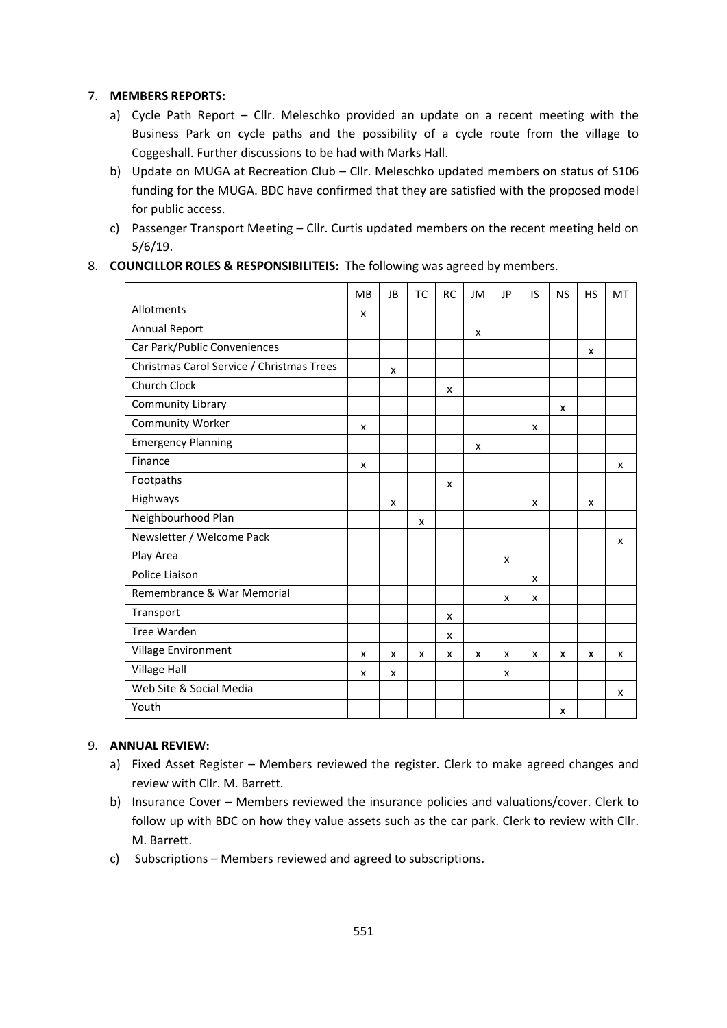7. **MEMBERS REPORTS:**
   a) Cycle Path Report – Cllr. Meleschko provided an update on a recent meeting with the Business Park on cycle paths and the possibility of a cycle route from the village to Coggeshall. Further discussions to be had with Marks Hall.
   b) Update on MUGA at Recreation Club – Cllr. Meleschko updated members on status of S106 funding for the MUGA. BDC have confirmed that they are satisfied with the proposed model for public access.
   c) Passenger Transport Meeting – Cllr. Curtis updated members on the recent meeting held on 5/6/19.

8. **COUNCILLOR ROLES & RESPONSIBILITEIS:** The following was agreed by members.

| | MB | JB | TC | RC | JM | JP | IS | NS | HS | MT |
|---|---|---|---|---|---|---|---|---|---|---|
| Allotments | x | | | | | | | | | |
| Annual Report | | | | | x | | | | | |
| Car Park/Public Conveniences | | | | | | | | | x | |
| Christmas Carol Service / Christmas Trees | | x | | | | | | | | |
| Church Clock | | | | x | | | | | | |
| Community Library | | | | | | | | x | | |
| Community Worker | x | | | | | | x | | | |
| Emergency Planning | | | | | x | | | | | |
| Finance | x | | | | | | | | | x |
| Footpaths | | | | x | | | | | | |
| Highways | | x | | | | | x | | x | |
| Neighbourhood Plan | | | x | | | | | | | |
| Newsletter / Welcome Pack | | | | | | | | | | x |
| Play Area | | | | | | x | | | | |
| Police Liaison | | | | | | | x | | | |
| Remembrance & War Memorial | | | | | | x | x | | | |
| Transport | | | | x | | | | | | |
| Tree Warden | | | | x | | | | | | |
| Village Environment | x | x | x | x | x | x | x | x | x | x |
| Village Hall | x | x | | | | x | | | | |
| Web Site & Social Media | | | | | | | | | | x |
| Youth | | | | | | | | x | | |

9. **ANNUAL REVIEW:**
   a) Fixed Asset Register – Members reviewed the register. Clerk to make agreed changes and review with Cllr. M. Barrett.
   b) Insurance Cover – Members reviewed the insurance policies and valuations/cover. Clerk to follow up with BDC on how they value assets such as the car park. Clerk to review with Cllr. M. Barrett.
   c) Subscriptions – Members reviewed and agreed to subscriptions.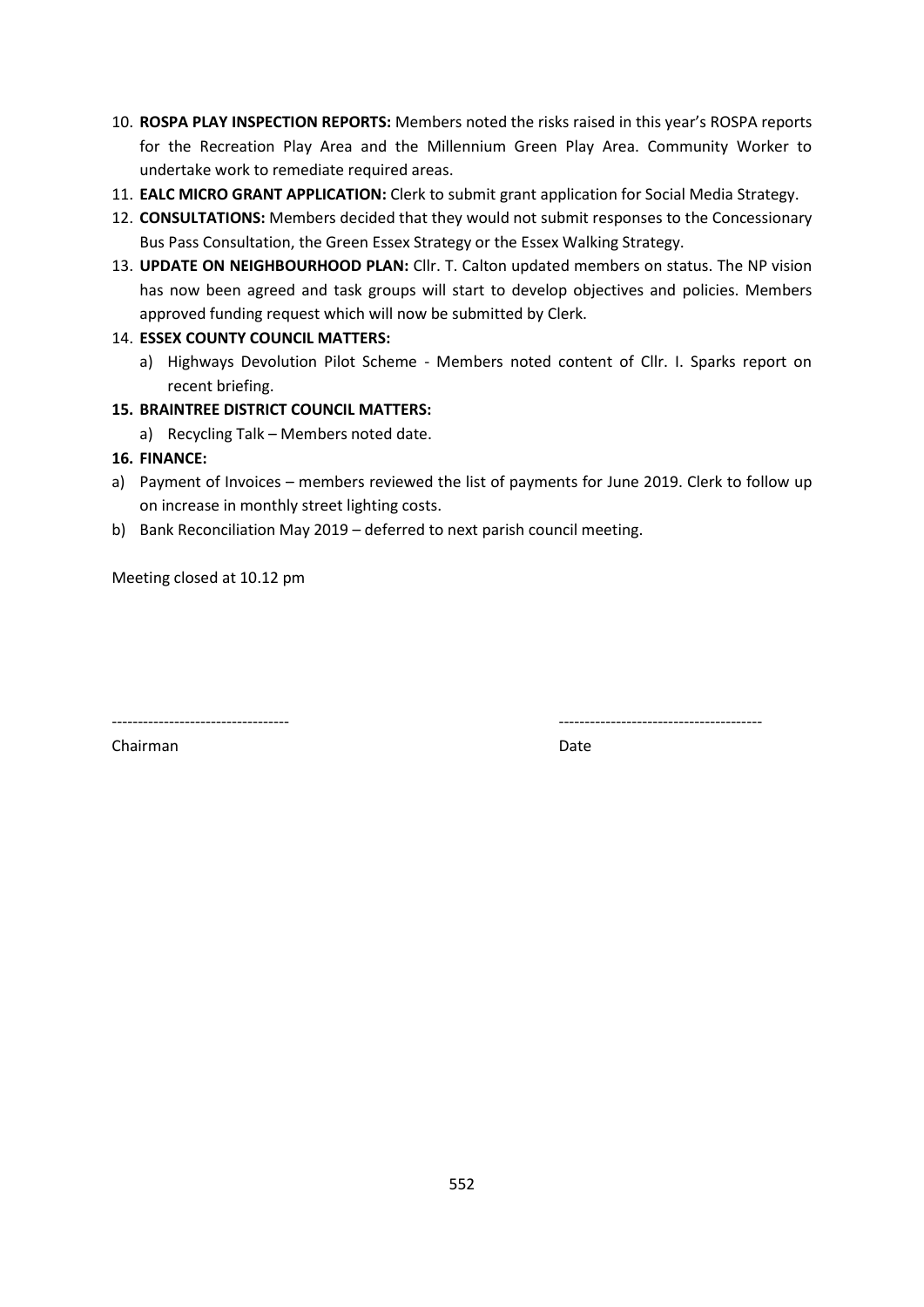10. **ROSPA PLAY INSPECTION REPORTS:** Members noted the risks raised in this year's ROSPA reports for the Recreation Play Area and the Millennium Green Play Area. Community Worker to undertake work to remediate required areas.
11. **EALC MICRO GRANT APPLICATION:** Clerk to submit grant application for Social Media Strategy.
12. **CONSULTATIONS:** Members decided that they would not submit responses to the Concessionary Bus Pass Consultation, the Green Essex Strategy or the Essex Walking Strategy.
13. **UPDATE ON NEIGHBOURHOOD PLAN:** Cllr. T. Calton updated members on status. The NP vision has now been agreed and task groups will start to develop objectives and policies. Members approved funding request which will now be submitted by Clerk.
14. **ESSEX COUNTY COUNCIL MATTERS:**
    a) Highways Devolution Pilot Scheme - Members noted content of Cllr. I. Sparks report on recent briefing.
15. **BRAINTREE DISTRICT COUNCIL MATTERS:**
    a) Recycling Talk – Members noted date.
16. **FINANCE:**

a) Payment of Invoices – members reviewed the list of payments for June 2019. Clerk to follow up on increase in monthly street lighting costs.
b) Bank Reconciliation May 2019 – deferred to next parish council meeting.

Meeting closed at 10.12 pm

----------------------------------                                        ---------------------------------------

Chairman                                                                   Date